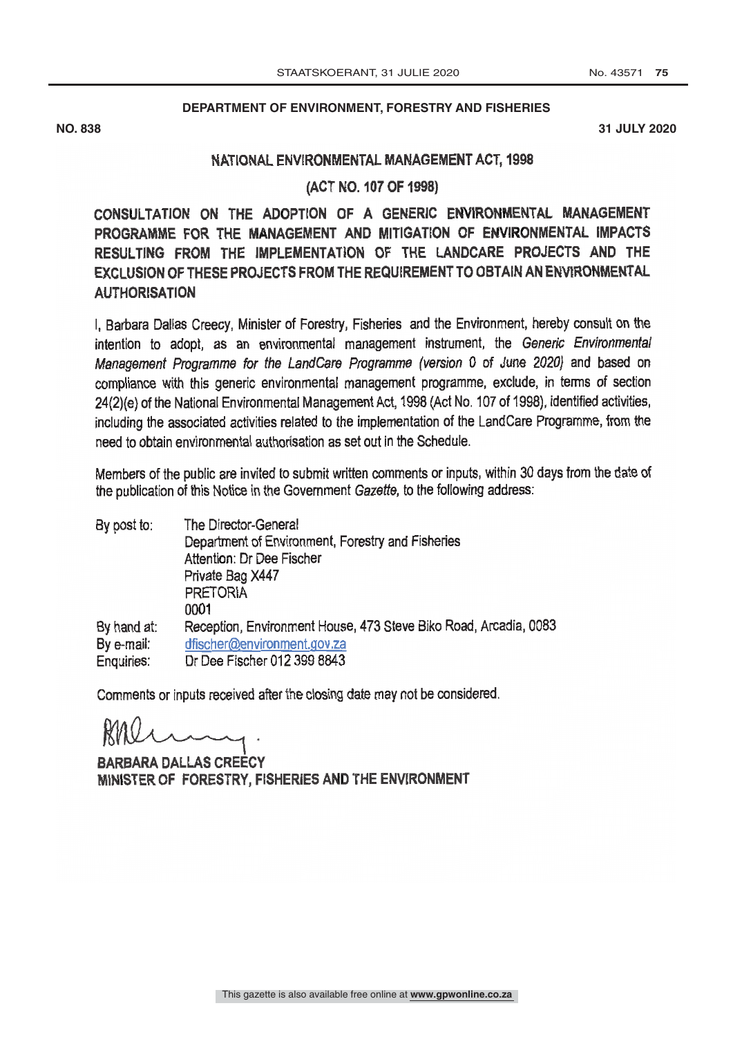**DEPARTMENT OF ENVIRONMENT, FORESTRY AND FISHERIES**

**NO. 838** **31 JULY 2020**

## NATIONAL ENVIRONMENTAL MANAGEMENT ACT, 1998

## (ACT NO. 107 OF 1998)

## CONSULTATION ON THE ADOPTION OF A GENERIC ENVIRONMENTAL MANAGEMENT PROGRAMME FOR THE MANAGEMENT AND MITIGATION OF ENVIRONMENTAL IMPACTS RESULTING FROM THE IMPLEMENTATION OF THE LANDCARE PROJECTS AND THE EXCLUSION OF THESE PROJECTS FROM THE REQUIREMENT TO OBTAIN AN ENVIRONMENTAL AUTHORISATION

I, Barbara Dallas Creecy, Minister of Forestry, Fisheries and the Environment, hereby consult on the intention to adopt, as an environmental management instrument, the *Generic Environmental Management Programme for the LandCare Programme (version 0 of June 2020)* and based on compliance with this generic environmental management programme, exclude, in terms of section 24(2)(e) of the National Environmental Management Act, 1998 (Act No. 107 of 1998), identified activities, including the associated activities related to the implementation of the LandCare Programme, from the need to obtain environmental authorisation as set out in the Schedule.

Members of the public are invited to submit written comments or inputs, within 30 days from the date of the publication of this Notice in the Government *Gazette*, to the following address:

| | |
|---|---|
| By post to: | The Director-General<br>Department of Environment, Forestry and Fisheries<br>Attention: Dr Dee Fischer<br>Private Bag X447<br>PRETORIA<br>0001 |
| By hand at: | Reception, Environment House, 473 Steve Biko Road, Arcadia, 0083 |
| By e-mail: | dfischer@environment.gov.za |
| Enquiries: | Dr Dee Fischer 012 399 8843 |

Comments or inputs received after the closing date may not be considered.

**BARBARA DALLAS CREECY**
**MINISTER OF FORESTRY, FISHERIES AND THE ENVIRONMENT**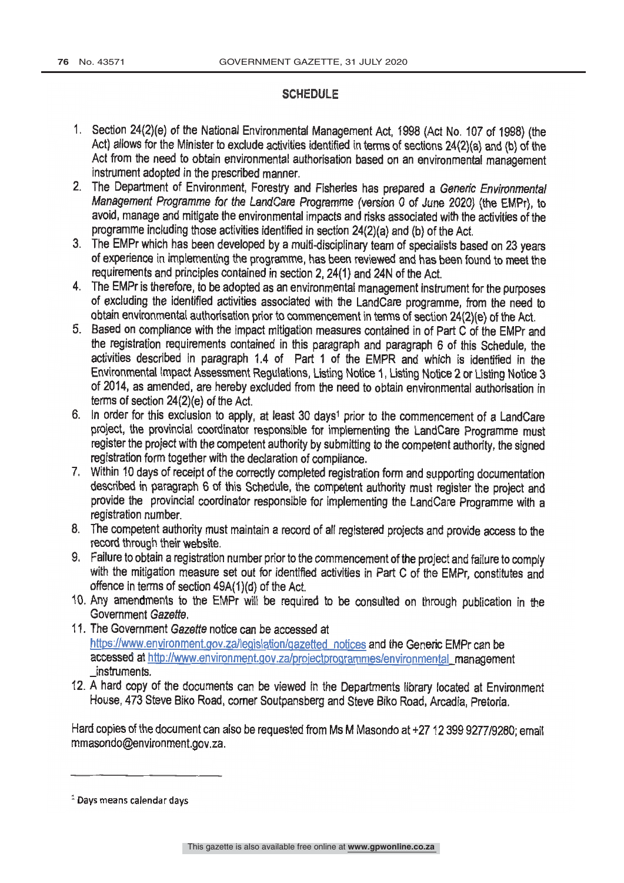## SCHEDULE

1. Section 24(2)(e) of the National Environmental Management Act, 1998 (Act No. 107 of 1998) (the Act) allows for the Minister to exclude activities identified in terms of sections 24(2)(a) and (b) of the Act from the need to obtain environmental authorisation based on an environmental management instrument adopted in the prescribed manner.
2. The Department of Environment, Forestry and Fisheries has prepared a *Generic Environmental Management Programme for the LandCare Programme (version 0 of June 2020)* (the EMPr), to avoid, manage and mitigate the environmental impacts and risks associated with the activities of the programme including those activities identified in section 24(2)(a) and (b) of the Act.
3. The EMPr which has been developed by a multi-disciplinary team of specialists based on 23 years of experience in implementing the programme, has been reviewed and has been found to meet the requirements and principles contained in section 2, 24(1) and 24N of the Act.
4. The EMPr is therefore, to be adopted as an environmental management instrument for the purposes of excluding the identified activities associated with the LandCare programme, from the need to obtain environmental authorisation prior to commencement in terms of section 24(2)(e) of the Act.
5. Based on compliance with the impact mitigation measures contained in of Part C of the EMPr and the registration requirements contained in this paragraph and paragraph 6 of this Schedule, the activities described in paragraph 1.4 of Part 1 of the EMPR and which is identified in the Environmental Impact Assessment Regulations, Listing Notice 1, Listing Notice 2 or Listing Notice 3 of 2014, as amended, are hereby excluded from the need to obtain environmental authorisation in terms of section 24(2)(e) of the Act.
6. In order for this exclusion to apply, at least 30 days[1] prior to the commencement of a LandCare project, the provincial coordinator responsible for implementing the LandCare Programme must register the project with the competent authority by submitting to the competent authority, the signed registration form together with the declaration of compliance.
7. Within 10 days of receipt of the correctly completed registration form and supporting documentation described in paragraph 6 of this Schedule, the competent authority must register the project and provide the provincial coordinator responsible for implementing the LandCare Programme with a registration number.
8. The competent authority must maintain a record of all registered projects and provide access to the record through their website.
9. Failure to obtain a registration number prior to the commencement of the project and failure to comply with the mitigation measure set out for identified activities in Part C of the EMPr, constitutes and offence in terms of section 49A(1)(d) of the Act.
10. Any amendments to the EMPr will be required to be consulted on through publication in the Government *Gazette*.
11. The Government *Gazette* notice can be accessed at https://www.environment.gov.za/legislation/gazetted_notices and the Generic EMPr can be accessed at http://www.environment.gov.za/projectprogrammes/environmental_management_instruments.
12. A hard copy of the documents can be viewed in the Departments library located at Environment House, 473 Steve Biko Road, corner Soutpansberg and Steve Biko Road, Arcadia, Pretoria.

Hard copies of the document can also be requested from Ms M Masondo at +27 12 399 9277/9280; email mmasondo@environment.gov.za.

---

[1] Days means calendar days